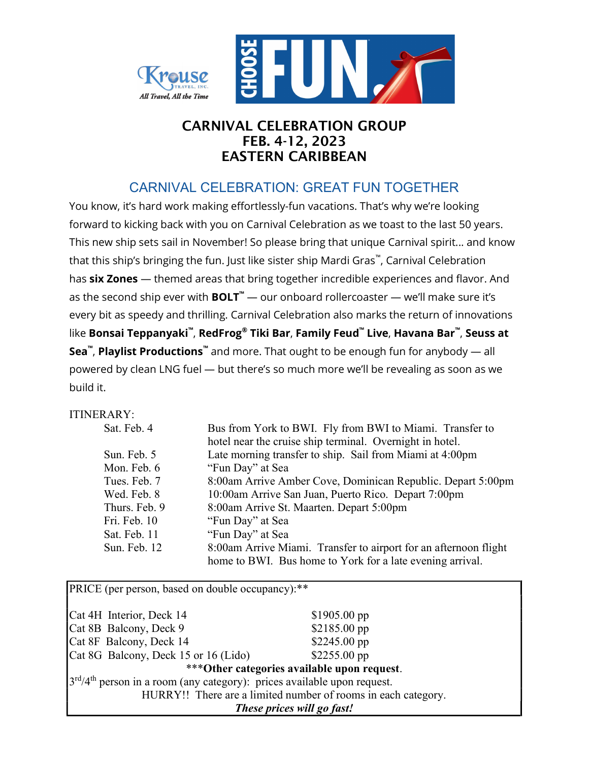Krouse Travel, Inc. All Travel, All the Time

CHOOSE FUN.

# CARNIVAL CELEBRATION GROUP
# FEB. 4-12, 2023
# EASTERN CARIBBEAN

## CARNIVAL CELEBRATION: GREAT FUN TOGETHER

You know, it's hard work making effortlessly-fun vacations. That's why we're looking forward to kicking back with you on Carnival Celebration as we toast to the last 50 years. This new ship sets sail in November! So please bring that unique Carnival spirit... and know that this ship's bringing the fun. Just like sister ship Mardi Gras™, Carnival Celebration has **six Zones** — themed areas that bring together incredible experiences and flavor. And as the second ship ever with **BOLT™** — our onboard rollercoaster — we'll make sure it's every bit as speedy and thrilling. Carnival Celebration also marks the return of innovations like **Bonsai Teppanyaki™**, **RedFrog® Tiki Bar**, **Family Feud™ Live**, **Havana Bar™**, **Seuss at Sea™**, **Playlist Productions™** and more. That ought to be enough fun for anybody — all powered by clean LNG fuel — but there's so much more we'll be revealing as soon as we build it.

ITINERARY:

| | |
|---|---|
| Sat. Feb. 4 | Bus from York to BWI. Fly from BWI to Miami. Transfer to hotel near the cruise ship terminal. Overnight in hotel. |
| Sun. Feb. 5 | Late morning transfer to ship. Sail from Miami at 4:00pm |
| Mon. Feb. 6 | "Fun Day" at Sea |
| Tues. Feb. 7 | 8:00am Arrive Amber Cove, Dominican Republic. Depart 5:00pm |
| Wed. Feb. 8 | 10:00am Arrive San Juan, Puerto Rico. Depart 7:00pm |
| Thurs. Feb. 9 | 8:00am Arrive St. Maarten. Depart 5:00pm |
| Fri. Feb. 10 | "Fun Day" at Sea |
| Sat. Feb. 11 | "Fun Day" at Sea |
| Sun. Feb. 12 | 8:00am Arrive Miami. Transfer to airport for an afternoon flight home to BWI. Bus home to York for a late evening arrival. |

PRICE (per person, based on double occupancy):**

| | |
|---|---|
| Cat 4H Interior, Deck 14 | $1905.00 pp |
| Cat 8B Balcony, Deck 9 | $2185.00 pp |
| Cat 8F Balcony, Deck 14 | $2245.00 pp |
| Cat 8G Balcony, Deck 15 or 16 (Lido) | $2255.00 pp |

***Other categories available upon request.

3rd/4th person in a room (any category): prices available upon request.

HURRY!! There are a limited number of rooms in each category.

***These prices will go fast!***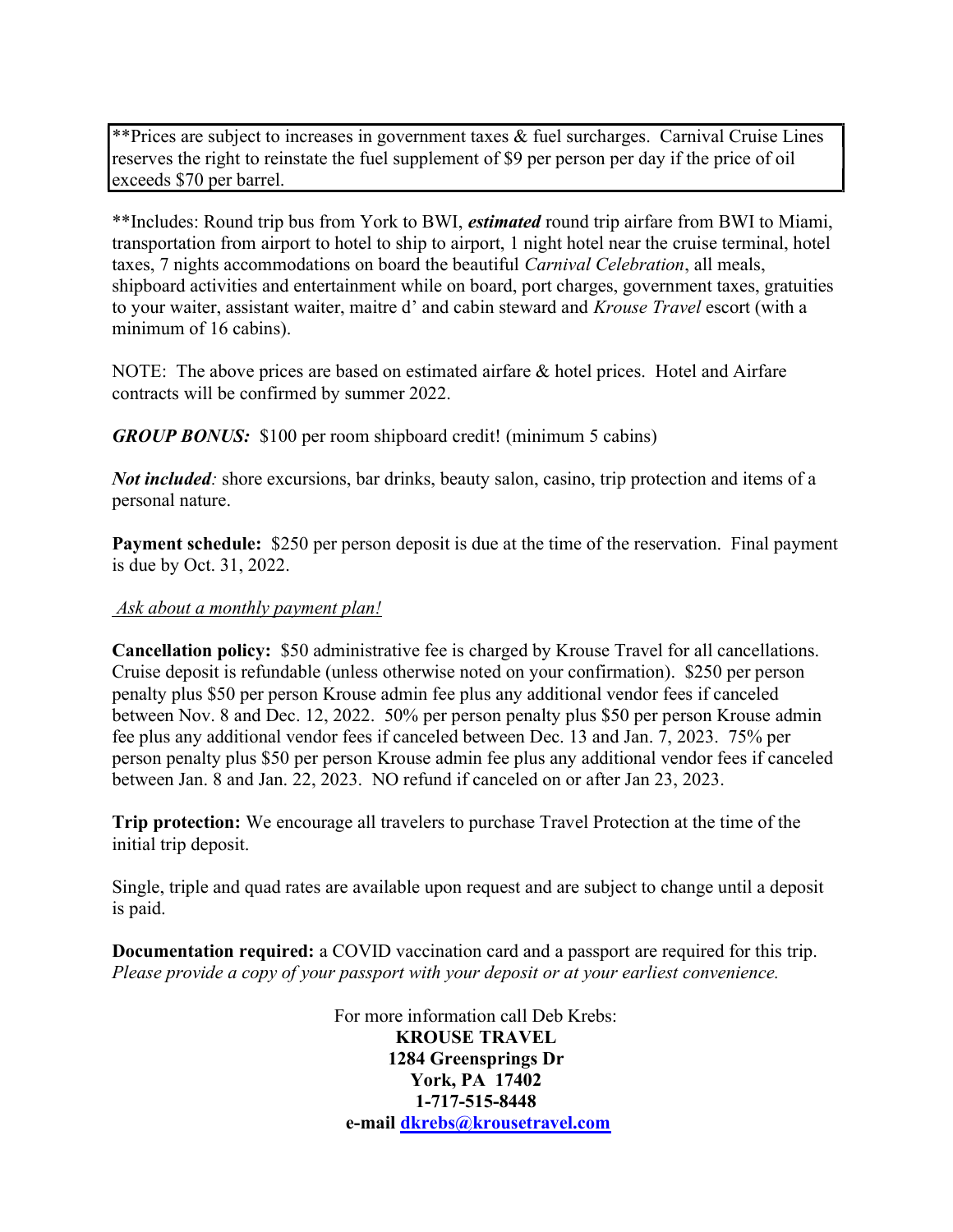**Prices are subject to increases in government taxes & fuel surcharges. Carnival Cruise Lines reserves the right to reinstate the fuel supplement of $9 per person per day if the price of oil exceeds $70 per barrel.

**Includes: Round trip bus from York to BWI, ***estimated*** round trip airfare from BWI to Miami, transportation from airport to hotel to ship to airport, 1 night hotel near the cruise terminal, hotel taxes, 7 nights accommodations on board the beautiful *Carnival Celebration*, all meals, shipboard activities and entertainment while on board, port charges, government taxes, gratuities to your waiter, assistant waiter, maitre d' and cabin steward and *Krouse Travel* escort (with a minimum of 16 cabins).

NOTE: The above prices are based on estimated airfare & hotel prices. Hotel and Airfare contracts will be confirmed by summer 2022.

***GROUP BONUS:*** $100 per room shipboard credit! (minimum 5 cabins)

***Not included***: shore excursions, bar drinks, beauty salon, casino, trip protection and items of a personal nature.

**Payment schedule:** $250 per person deposit is due at the time of the reservation. Final payment is due by Oct. 31, 2022.

*Ask about a monthly payment plan!*

**Cancellation policy:** $50 administrative fee is charged by Krouse Travel for all cancellations. Cruise deposit is refundable (unless otherwise noted on your confirmation). $250 per person penalty plus $50 per person Krouse admin fee plus any additional vendor fees if canceled between Nov. 8 and Dec. 12, 2022. 50% per person penalty plus $50 per person Krouse admin fee plus any additional vendor fees if canceled between Dec. 13 and Jan. 7, 2023. 75% per person penalty plus $50 per person Krouse admin fee plus any additional vendor fees if canceled between Jan. 8 and Jan. 22, 2023. NO refund if canceled on or after Jan 23, 2023.

**Trip protection:** We encourage all travelers to purchase Travel Protection at the time of the initial trip deposit.

Single, triple and quad rates are available upon request and are subject to change until a deposit is paid.

**Documentation required:** a COVID vaccination card and a passport are required for this trip. *Please provide a copy of your passport with your deposit or at your earliest convenience.*

For more information call Deb Krebs:
**KROUSE TRAVEL**
**1284 Greensprings Dr**
**York, PA 17402**
**1-717-515-8448**
**e-mail dkrebs@krousetravel.com**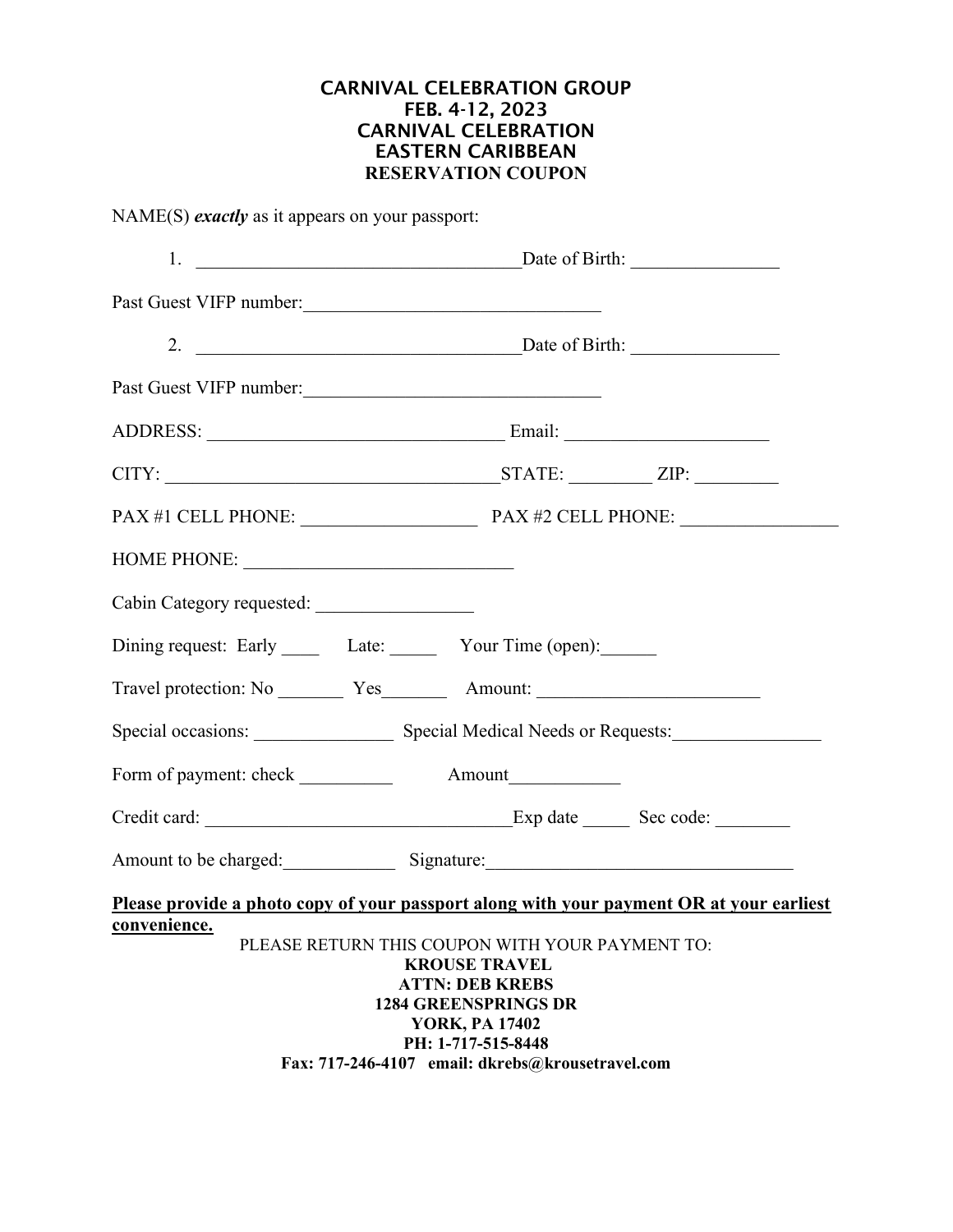# CARNIVAL CELEBRATION GROUP
# FEB. 4-12, 2023
# CARNIVAL CELEBRATION
# EASTERN CARIBBEAN
## RESERVATION COUPON

NAME(S) ***exactly*** as it appears on your passport:

1. ___________________________________ Date of Birth: _______________

Past Guest VIFP number: ________________________________

2. ___________________________________ Date of Birth: _______________

Past Guest VIFP number: ________________________________

ADDRESS: ________________________________ Email: ______________________

CITY: ___________________________________ STATE: _________ ZIP: _________

PAX #1 CELL PHONE: ___________________ PAX #2 CELL PHONE: _________________

HOME PHONE: _____________________________

Cabin Category requested: _________________

Dining request: Early ____ Late: _____ Your Time (open): ______

Travel protection: No _______ Yes _______ Amount: _______________________

Special occasions: _______________ Special Medical Needs or Requests: ________________

Form of payment: check __________ Amount ____________

Credit card: _________________________________ Exp date _____ Sec code: ________

Amount to be charged: ____________ Signature: _________________________________

**<u>Please provide a photo copy of your passport along with your payment OR at your earliest convenience.</u>**

PLEASE RETURN THIS COUPON WITH YOUR PAYMENT TO:

**KROUSE TRAVEL**
**ATTN: DEB KREBS**
**1284 GREENSPRINGS DR**
**YORK, PA 17402**
**PH: 1-717-515-8448**
**Fax: 717-246-4107 email: dkrebs@krousetravel.com**